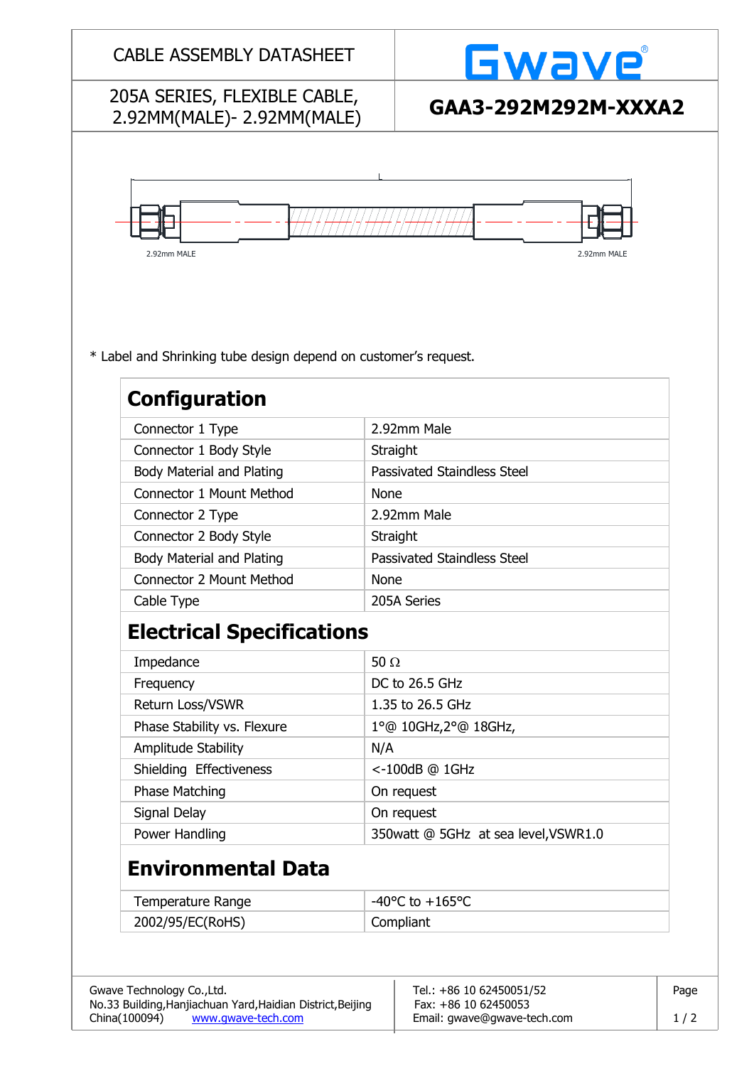CABLE ASSEMBLY DATASHEET

Gwave®

205A SERIES, FLEXIBLE CABLE, 2.92MM(MALE)- 2.92MM(MALE)

**GAA3-292M292M-XXXA2**

L

2.92mm MALE

2.92mm MALE

* Label and Shrinking tube design depend on customer's request.

## Configuration

| | |
|---|---|
| Connector 1 Type | 2.92mm Male |
| Connector 1 Body Style | Straight |
| Body Material and Plating | Passivated Staindless Steel |
| Connector 1 Mount Method | None |
| Connector 2 Type | 2.92mm Male |
| Connector 2 Body Style | Straight |
| Body Material and Plating | Passivated Staindless Steel |
| Connector 2 Mount Method | None |
| Cable Type | 205A Series |

## Electrical Specifications

| | |
|---|---|
| Impedance | 50 Ω |
| Frequency | DC to 26.5 GHz |
| Return Loss/VSWR | 1.35 to 26.5 GHz |
| Phase Stability vs. Flexure | 1°@ 10GHz,2°@ 18GHz, |
| Amplitude Stability | N/A |
| Shielding Effectiveness | <-100dB @ 1GHz |
| Phase Matching | On request |
| Signal Delay | On request |
| Power Handling | 350watt @ 5GHz at sea level,VSWR1.0 |

## Environmental Data

| | |
|---|---|
| Temperature Range | -40°C to +165°C |
| 2002/95/EC(RoHS) | Compliant |

Gwave Technology Co.,Ltd.
No.33 Building,Hanjiachuan Yard,Haidian District,Beijing
China(100094) www.gwave-tech.com

Tel.: +86 10 62450051/52
Fax: +86 10 62450053
Email: gwave@gwave-tech.com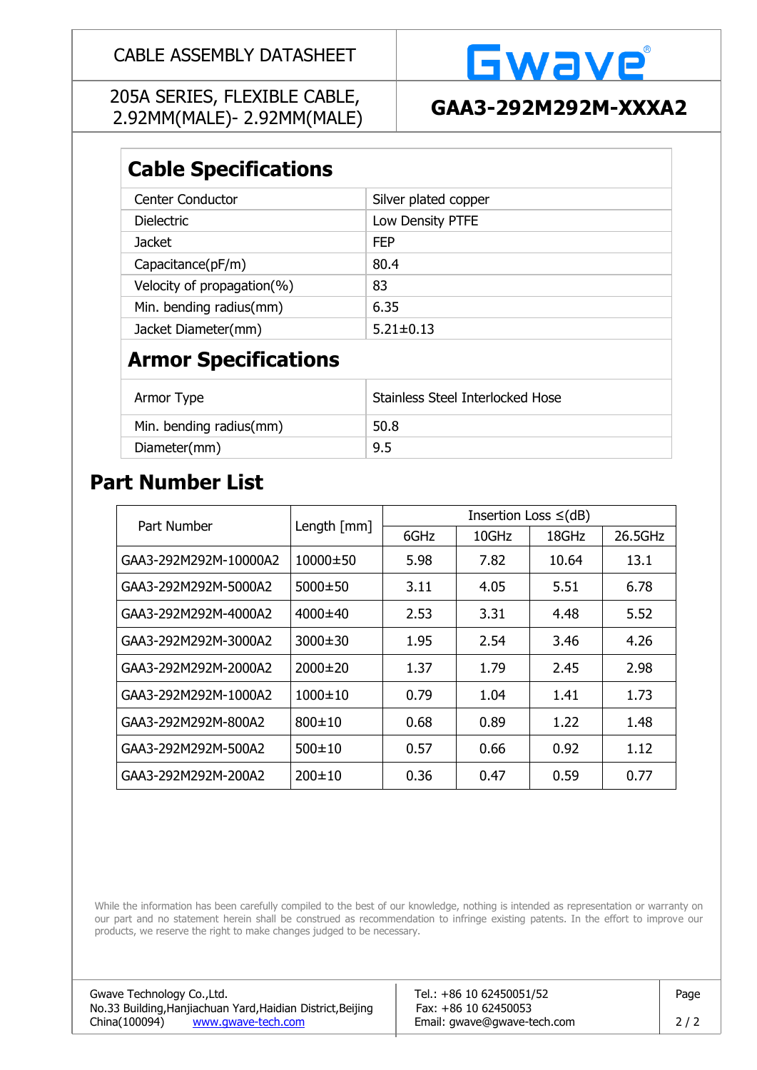CABLE ASSEMBLY DATASHEET

205A SERIES, FLEXIBLE CABLE, 2.92MM(MALE)- 2.92MM(MALE)

**GAA3-292M292M-XXXA2**

## Cable Specifications

| | |
|---|---|
| Center Conductor | Silver plated copper |
| Dielectric | Low Density PTFE |
| Jacket | FEP |
| Capacitance(pF/m) | 80.4 |
| Velocity of propagation(%) | 83 |
| Min. bending radius(mm) | 6.35 |
| Jacket Diameter(mm) | 5.21±0.13 |

## Armor Specifications

| | |
|---|---|
| Armor Type | Stainless Steel Interlocked Hose |
| Min. bending radius(mm) | 50.8 |
| Diameter(mm) | 9.5 |

## Part Number List

| Part Number | Length [mm] | Insertion Loss ≤(dB) | | | |
|---|---|---|---|---|---|
| | | 6GHz | 10GHz | 18GHz | 26.5GHz |
| GAA3-292M292M-10000A2 | 10000±50 | 5.98 | 7.82 | 10.64 | 13.1 |
| GAA3-292M292M-5000A2 | 5000±50 | 3.11 | 4.05 | 5.51 | 6.78 |
| GAA3-292M292M-4000A2 | 4000±40 | 2.53 | 3.31 | 4.48 | 5.52 |
| GAA3-292M292M-3000A2 | 3000±30 | 1.95 | 2.54 | 3.46 | 4.26 |
| GAA3-292M292M-2000A2 | 2000±20 | 1.37 | 1.79 | 2.45 | 2.98 |
| GAA3-292M292M-1000A2 | 1000±10 | 0.79 | 1.04 | 1.41 | 1.73 |
| GAA3-292M292M-800A2 | 800±10 | 0.68 | 0.89 | 1.22 | 1.48 |
| GAA3-292M292M-500A2 | 500±10 | 0.57 | 0.66 | 0.92 | 1.12 |
| GAA3-292M292M-200A2 | 200±10 | 0.36 | 0.47 | 0.59 | 0.77 |

While the information has been carefully compiled to the best of our knowledge, nothing is intended as representation or warranty on our part and no statement herein shall be construed as recommendation to infringe existing patents. In the effort to improve our products, we reserve the right to make changes judged to be necessary.

Gwave Technology Co.,Ltd.
No.33 Building,Hanjiachuan Yard,Haidian District,Beijing China(100094) www.gwave-tech.com

Tel.: +86 10 62450051/52
Fax: +86 10 62450053
Email: gwave@gwave-tech.com